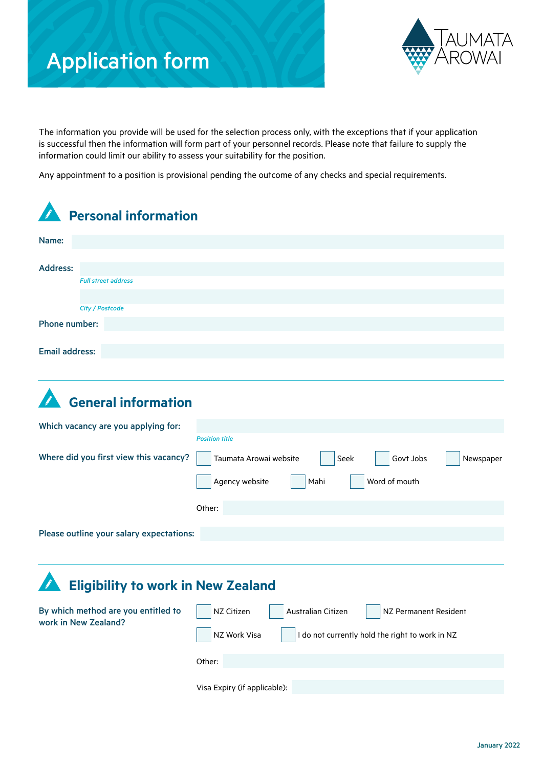# Application form

TAUMATA AROWAI

The information you provide will be used for the selection process only, with the exceptions that if your application is successful then the information will form part of your personnel records. Please note that failure to supply the information could limit our ability to assess your suitability for the position.

Any appointment to a position is provisional pending the outcome of any checks and special requirements.

## Personal information

**Name:**

**Address:**

*Full street address*

*City / Postcode*

**Phone number:**

**Email address:**

## General information

**Which vacancy are you applying for:**

*Position title*

**Where did you first view this vacancy?**

- [ ] Taumata Arowai website
- [ ] Seek
- [ ] Govt Jobs
- [ ] Newspaper
- [ ] Agency website
- [ ] Mahi
- [ ] Word of mouth

Other:

**Please outline your salary expectations:**

## Eligibility to work in New Zealand

**By which method are you entitled to work in New Zealand?**

- [ ] NZ Citizen
- [ ] Australian Citizen
- [ ] NZ Permanent Resident
- [ ] NZ Work Visa
- [ ] I do not currently hold the right to work in NZ

Other:

Visa Expiry (if applicable):

January 2022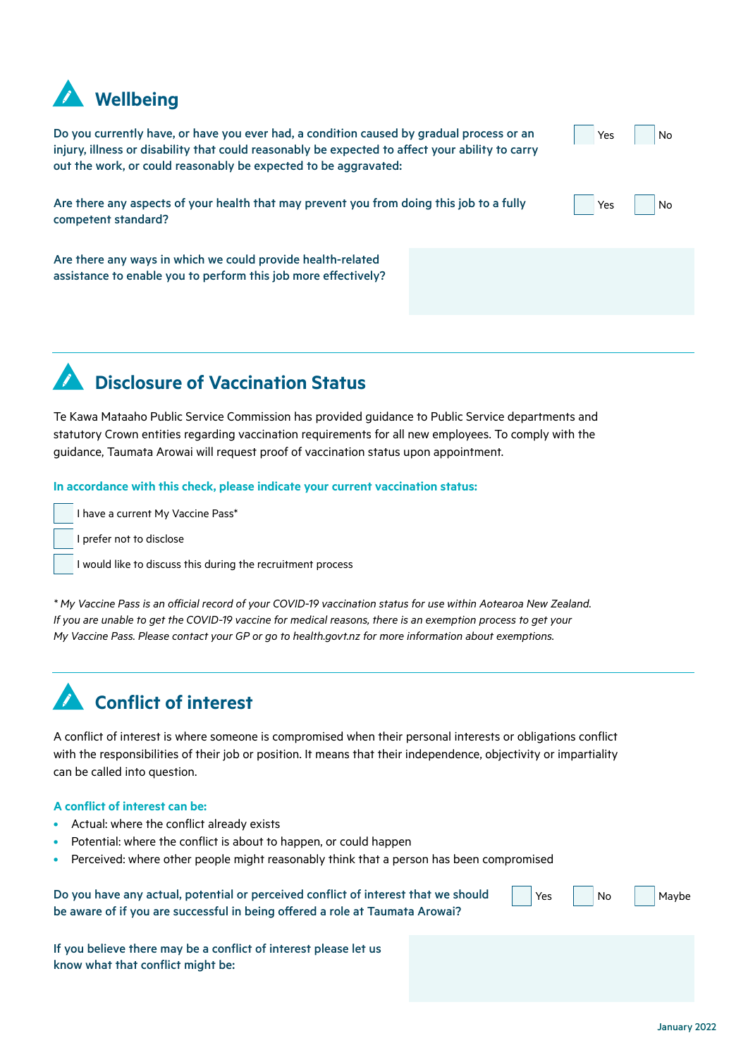## Wellbeing

**Do you currently have, or have you ever had, a condition caused by gradual process or an injury, illness or disability that could reasonably be expected to affect your ability to carry out the work, or could reasonably be expected to be aggravated:**

☐ Yes ☐ No

**Are there any aspects of your health that may prevent you from doing this job to a fully competent standard?**

☐ Yes ☐ No

**Are there any ways in which we could provide health-related assistance to enable you to perform this job more effectively?**

## Disclosure of Vaccination Status

Te Kawa Mataaho Public Service Commission has provided guidance to Public Service departments and statutory Crown entities regarding vaccination requirements for all new employees. To comply with the guidance, Taumata Arowai will request proof of vaccination status upon appointment.

**In accordance with this check, please indicate your current vaccination status:**

☐ I have a current My Vaccine Pass*

☐ I prefer not to disclose

☐ I would like to discuss this during the recruitment process

*\* My Vaccine Pass is an official record of your COVID-19 vaccination status for use within Aotearoa New Zealand. If you are unable to get the COVID-19 vaccine for medical reasons, there is an exemption process to get your My Vaccine Pass. Please contact your GP or go to health.govt.nz for more information about exemptions.*

## Conflict of interest

A conflict of interest is where someone is compromised when their personal interests or obligations conflict with the responsibilities of their job or position. It means that their independence, objectivity or impartiality can be called into question.

**A conflict of interest can be:**

- Actual: where the conflict already exists
- Potential: where the conflict is about to happen, or could happen
- Perceived: where other people might reasonably think that a person has been compromised

**Do you have any actual, potential or perceived conflict of interest that we should be aware of if you are successful in being offered a role at Taumata Arowai?**

☐ Yes ☐ No ☐ Maybe

**If you believe there may be a conflict of interest please let us know what that conflict might be:**

January 2022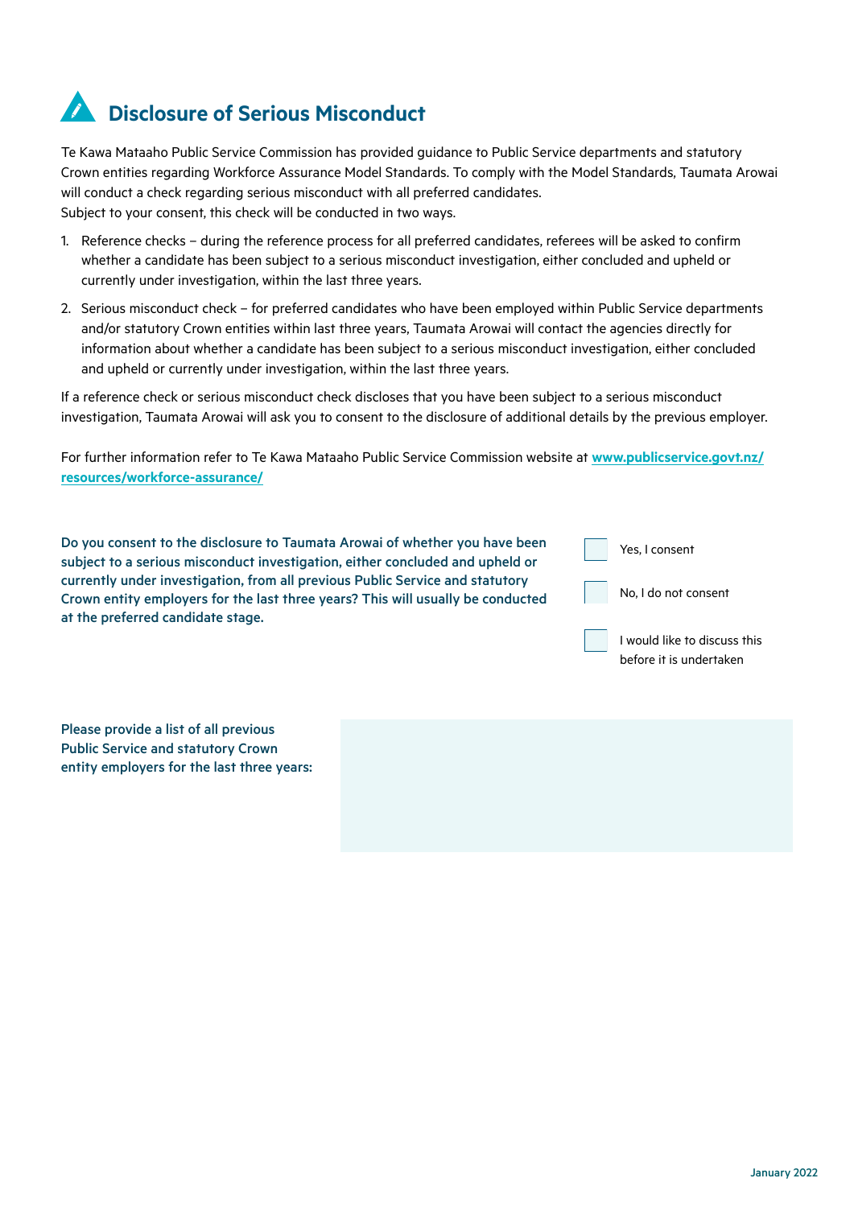## Disclosure of Serious Misconduct

Te Kawa Mataaho Public Service Commission has provided guidance to Public Service departments and statutory Crown entities regarding Workforce Assurance Model Standards. To comply with the Model Standards, Taumata Arowai will conduct a check regarding serious misconduct with all preferred candidates.
Subject to your consent, this check will be conducted in two ways.

1. Reference checks – during the reference process for all preferred candidates, referees will be asked to confirm whether a candidate has been subject to a serious misconduct investigation, either concluded and upheld or currently under investigation, within the last three years.
2. Serious misconduct check – for preferred candidates who have been employed within Public Service departments and/or statutory Crown entities within last three years, Taumata Arowai will contact the agencies directly for information about whether a candidate has been subject to a serious misconduct investigation, either concluded and upheld or currently under investigation, within the last three years.

If a reference check or serious misconduct check discloses that you have been subject to a serious misconduct investigation, Taumata Arowai will ask you to consent to the disclosure of additional details by the previous employer.

For further information refer to Te Kawa Mataaho Public Service Commission website at [www.publicservice.govt.nz/resources/workforce-assurance/](www.publicservice.govt.nz/resources/workforce-assurance/)

**Do you consent to the disclosure to Taumata Arowai of whether you have been subject to a serious misconduct investigation, either concluded and upheld or currently under investigation, from all previous Public Service and statutory Crown entity employers for the last three years? This will usually be conducted at the preferred candidate stage.**

- [ ] Yes, I consent
- [ ] No, I do not consent
- [ ] I would like to discuss this before it is undertaken

**Please provide a list of all previous Public Service and statutory Crown entity employers for the last three years:**

January 2022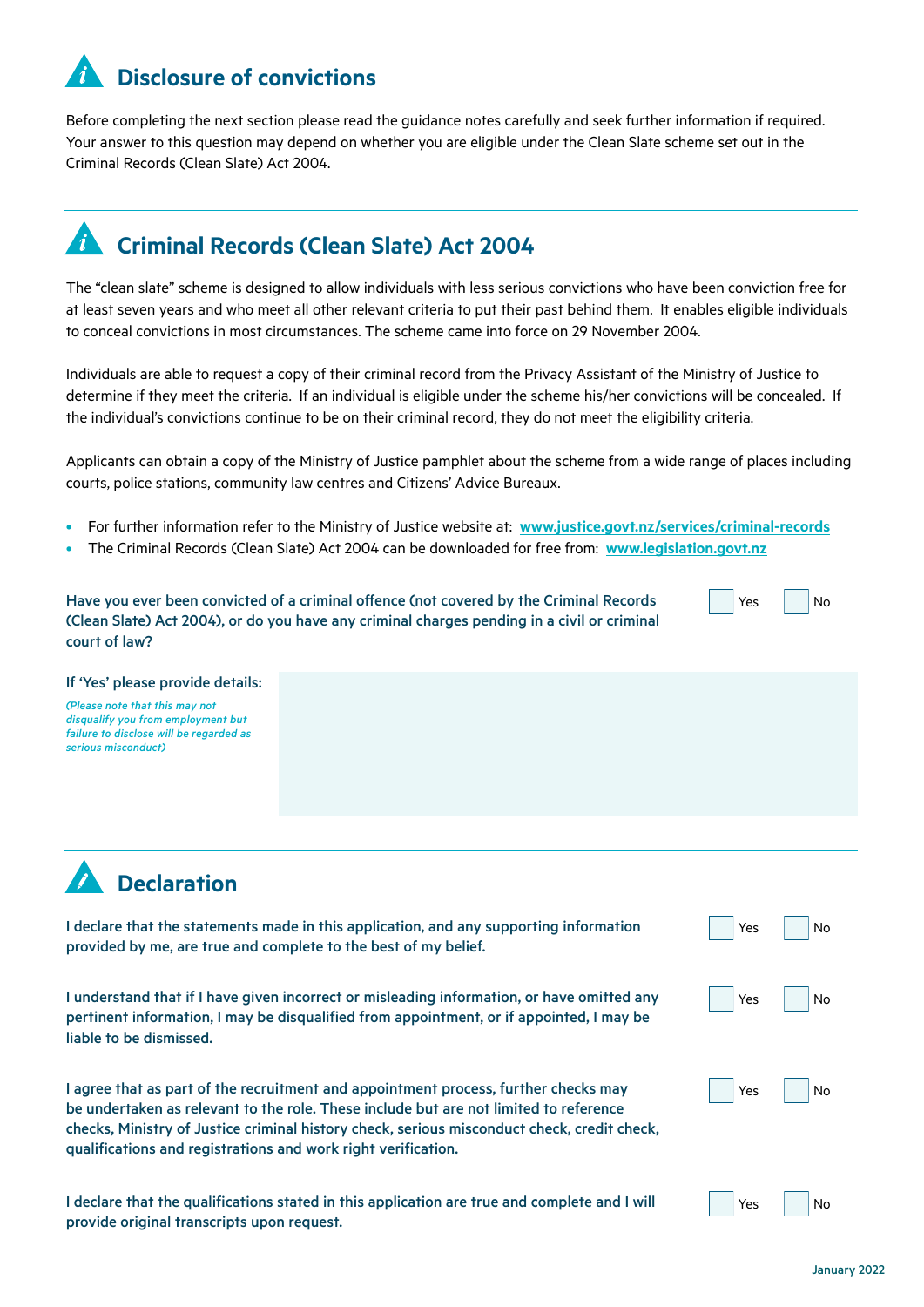## Disclosure of convictions

Before completing the next section please read the guidance notes carefully and seek further information if required. Your answer to this question may depend on whether you are eligible under the Clean Slate scheme set out in the Criminal Records (Clean Slate) Act 2004.

## Criminal Records (Clean Slate) Act 2004

The "clean slate" scheme is designed to allow individuals with less serious convictions who have been conviction free for at least seven years and who meet all other relevant criteria to put their past behind them. It enables eligible individuals to conceal convictions in most circumstances. The scheme came into force on 29 November 2004.

Individuals are able to request a copy of their criminal record from the Privacy Assistant of the Ministry of Justice to determine if they meet the criteria. If an individual is eligible under the scheme his/her convictions will be concealed. If the individual's convictions continue to be on their criminal record, they do not meet the eligibility criteria.

Applicants can obtain a copy of the Ministry of Justice pamphlet about the scheme from a wide range of places including courts, police stations, community law centres and Citizens' Advice Bureaux.

- For further information refer to the Ministry of Justice website at: **www.justice.govt.nz/services/criminal-records**
- The Criminal Records (Clean Slate) Act 2004 can be downloaded for free from: **www.legislation.govt.nz**

**Have you ever been convicted of a criminal offence (not covered by the Criminal Records (Clean Slate) Act 2004), or do you have any criminal charges pending in a civil or criminal court of law?** ☐ Yes ☐ No

**If 'Yes' please provide details:**

*(Please note that this may not disqualify you from employment but failure to disclose will be regarded as serious misconduct)*

## Declaration

**I declare that the statements made in this application, and any supporting information provided by me, are true and complete to the best of my belief.** ☐ Yes ☐ No

**I understand that if I have given incorrect or misleading information, or have omitted any pertinent information, I may be disqualified from appointment, or if appointed, I may be liable to be dismissed.** ☐ Yes ☐ No

**I agree that as part of the recruitment and appointment process, further checks may be undertaken as relevant to the role. These include but are not limited to reference checks, Ministry of Justice criminal history check, serious misconduct check, credit check, qualifications and registrations and work right verification.** ☐ Yes ☐ No

**I declare that the qualifications stated in this application are true and complete and I will provide original transcripts upon request.** ☐ Yes ☐ No

January 2022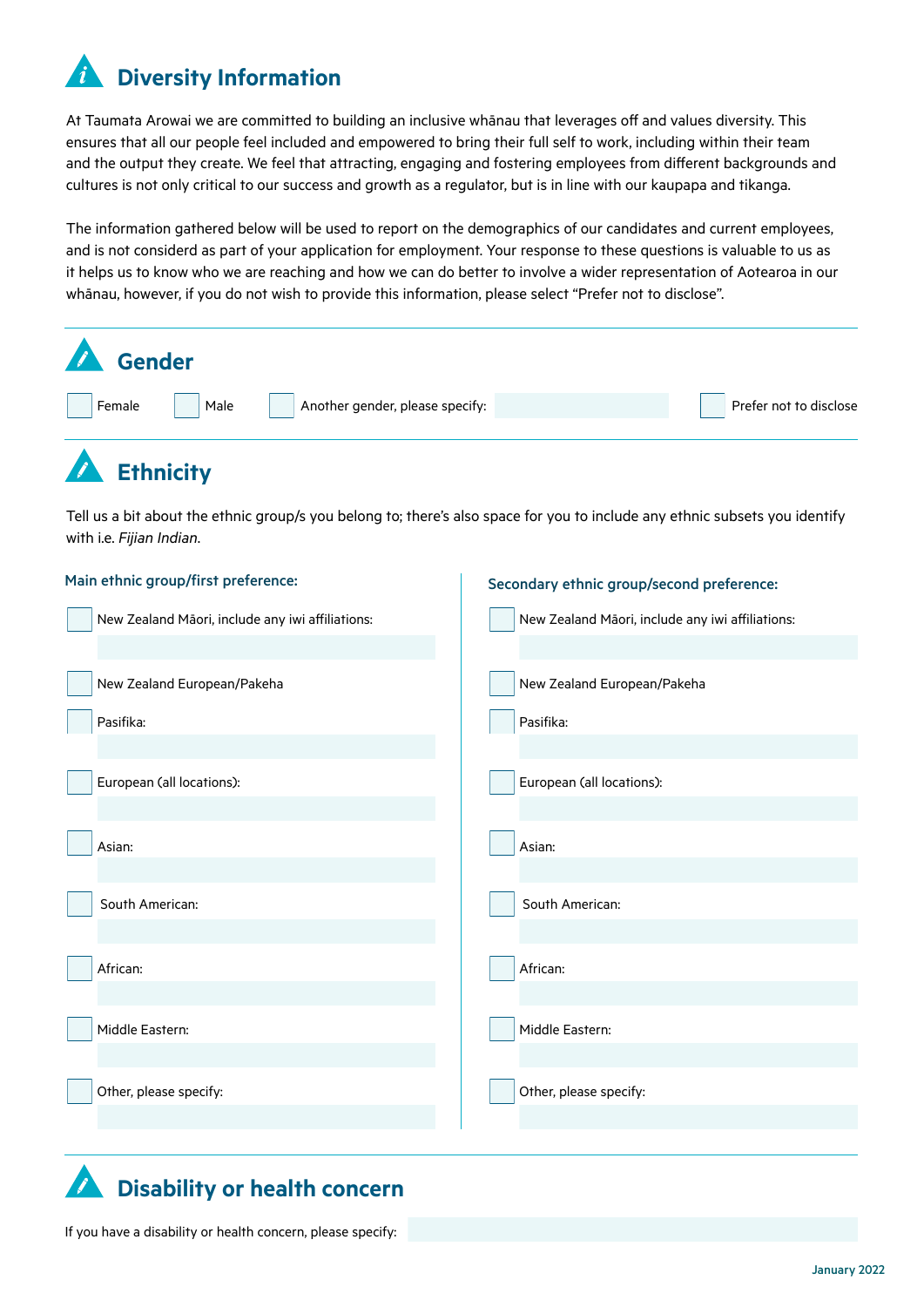# Diversity Information

At Taumata Arowai we are committed to building an inclusive whānau that leverages off and values diversity. This ensures that all our people feel included and empowered to bring their full self to work, including within their team and the output they create. We feel that attracting, engaging and fostering employees from different backgrounds and cultures is not only critical to our success and growth as a regulator, but is in line with our kaupapa and tikanga.

The information gathered below will be used to report on the demographics of our candidates and current employees, and is not considerd as part of your application for employment. Your response to these questions is valuable to us as it helps us to know who we are reaching and how we can do better to involve a wider representation of Aotearoa in our whānau, however, if you do not wish to provide this information, please select "Prefer not to disclose".

## Gender

- [ ] Female
- [ ] Male
- [ ] Another gender, please specify: ______
- [ ] Prefer not to disclose

## Ethnicity

Tell us a bit about the ethnic group/s you belong to; there's also space for you to include any ethnic subsets you identify with i.e. *Fijian Indian*.

**Main ethnic group/first preference:**

- [ ] New Zealand Māori, include any iwi affiliations: ______
- [ ] New Zealand European/Pakeha
- [ ] Pasifika: ______
- [ ] European (all locations): ______
- [ ] Asian: ______
- [ ] South American: ______
- [ ] African: ______
- [ ] Middle Eastern: ______
- [ ] Other, please specify: ______

**Secondary ethnic group/second preference:**

- [ ] New Zealand Māori, include any iwi affiliations: ______
- [ ] New Zealand European/Pakeha
- [ ] Pasifika: ______
- [ ] European (all locations): ______
- [ ] Asian: ______
- [ ] South American: ______
- [ ] African: ______
- [ ] Middle Eastern: ______
- [ ] Other, please specify: ______

## Disability or health concern

If you have a disability or health concern, please specify: ______

January 2022